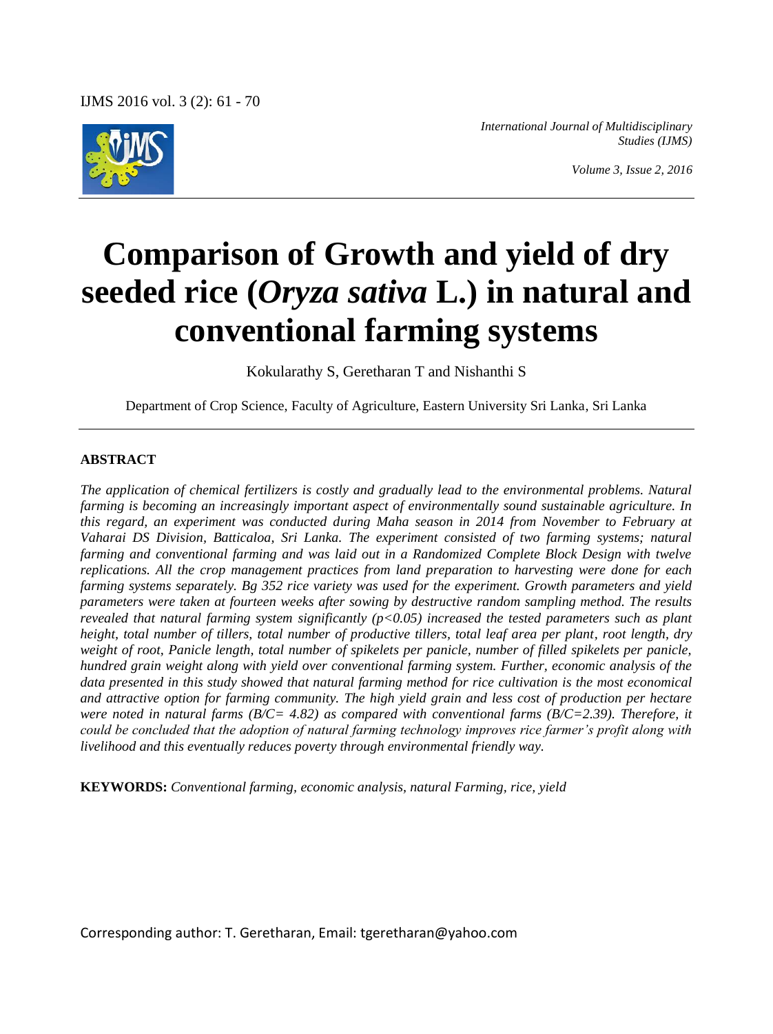# Comparison of Growth and yield of dry seeded rice (*Oryza sativa* L.) in natural and conventional farming systems

Kokularathy S, Geretharan T and Nishanthi S

Department of Crop Science, Faculty of Agriculture, Eastern University Sri Lanka, Sri Lanka

## ABSTRACT

*The application of chemical fertilizers is costly and gradually lead to the environmental problems. Natural farming is becoming an increasingly important aspect of environmentally sound sustainable agriculture. In this regard, an experiment was conducted during Maha season in 2014 from November to February at Vaharai DS Division, Batticaloa, Sri Lanka. The experiment consisted of two farming systems; natural farming and conventional farming and was laid out in a Randomized Complete Block Design with twelve replications. All the crop management practices from land preparation to harvesting were done for each farming systems separately. Bg 352 rice variety was used for the experiment. Growth parameters and yield parameters were taken at fourteen weeks after sowing by destructive random sampling method. The results revealed that natural farming system significantly ($p<0.05$) increased the tested parameters such as plant height, total number of tillers, total number of productive tillers, total leaf area per plant, root length, dry weight of root, Panicle length, total number of spikelets per panicle, number of filled spikelets per panicle, hundred grain weight along with yield over conventional farming system. Further, economic analysis of the data presented in this study showed that natural farming method for rice cultivation is the most economical and attractive option for farming community. The high yield grain and less cost of production per hectare were noted in natural farms (B/C= 4.82) as compared with conventional farms (B/C=2.39). Therefore, it could be concluded that the adoption of natural farming technology improves rice farmer's profit along with livelihood and this eventually reduces poverty through environmental friendly way.*

**KEYWORDS:** *Conventional farming, economic analysis, natural Farming, rice, yield*

Corresponding author: T. Geretharan, Email: tgeretharan@yahoo.com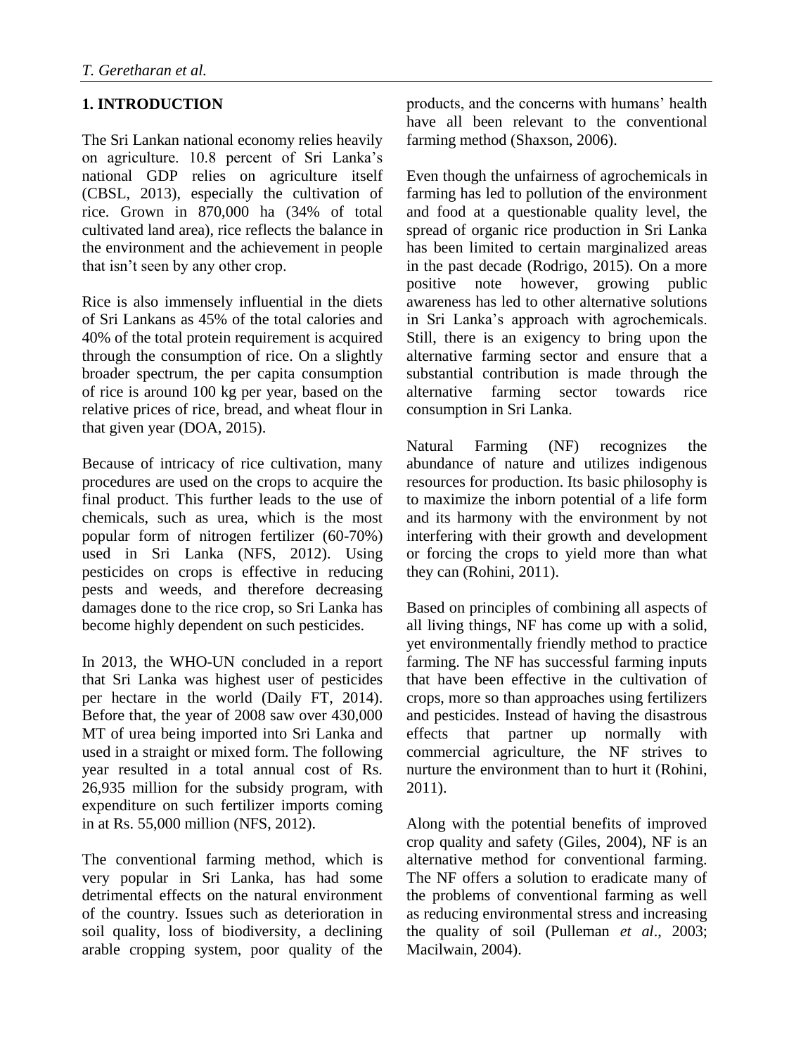## 1. INTRODUCTION

The Sri Lankan national economy relies heavily on agriculture. 10.8 percent of Sri Lanka's national GDP relies on agriculture itself (CBSL, 2013), especially the cultivation of rice. Grown in 870,000 ha (34% of total cultivated land area), rice reflects the balance in the environment and the achievement in people that isn't seen by any other crop.

Rice is also immensely influential in the diets of Sri Lankans as 45% of the total calories and 40% of the total protein requirement is acquired through the consumption of rice. On a slightly broader spectrum, the per capita consumption of rice is around 100 kg per year, based on the relative prices of rice, bread, and wheat flour in that given year (DOA, 2015).

Because of intricacy of rice cultivation, many procedures are used on the crops to acquire the final product. This further leads to the use of chemicals, such as urea, which is the most popular form of nitrogen fertilizer (60-70%) used in Sri Lanka (NFS, 2012). Using pesticides on crops is effective in reducing pests and weeds, and therefore decreasing damages done to the rice crop, so Sri Lanka has become highly dependent on such pesticides.

In 2013, the WHO-UN concluded in a report that Sri Lanka was highest user of pesticides per hectare in the world (Daily FT, 2014). Before that, the year of 2008 saw over 430,000 MT of urea being imported into Sri Lanka and used in a straight or mixed form. The following year resulted in a total annual cost of Rs. 26,935 million for the subsidy program, with expenditure on such fertilizer imports coming in at Rs. 55,000 million (NFS, 2012).

The conventional farming method, which is very popular in Sri Lanka, has had some detrimental effects on the natural environment of the country. Issues such as deterioration in soil quality, loss of biodiversity, a declining arable cropping system, poor quality of the products, and the concerns with humans' health have all been relevant to the conventional farming method (Shaxson, 2006).

Even though the unfairness of agrochemicals in farming has led to pollution of the environment and food at a questionable quality level, the spread of organic rice production in Sri Lanka has been limited to certain marginalized areas in the past decade (Rodrigo, 2015). On a more positive note however, growing public awareness has led to other alternative solutions in Sri Lanka's approach with agrochemicals. Still, there is an exigency to bring upon the alternative farming sector and ensure that a substantial contribution is made through the alternative farming sector towards rice consumption in Sri Lanka.

Natural Farming (NF) recognizes the abundance of nature and utilizes indigenous resources for production. Its basic philosophy is to maximize the inborn potential of a life form and its harmony with the environment by not interfering with their growth and development or forcing the crops to yield more than what they can (Rohini, 2011).

Based on principles of combining all aspects of all living things, NF has come up with a solid, yet environmentally friendly method to practice farming. The NF has successful farming inputs that have been effective in the cultivation of crops, more so than approaches using fertilizers and pesticides. Instead of having the disastrous effects that partner up normally with commercial agriculture, the NF strives to nurture the environment than to hurt it (Rohini, 2011).

Along with the potential benefits of improved crop quality and safety (Giles, 2004), NF is an alternative method for conventional farming. The NF offers a solution to eradicate many of the problems of conventional farming as well as reducing environmental stress and increasing the quality of soil (Pulleman *et al*., 2003; Macilwain, 2004).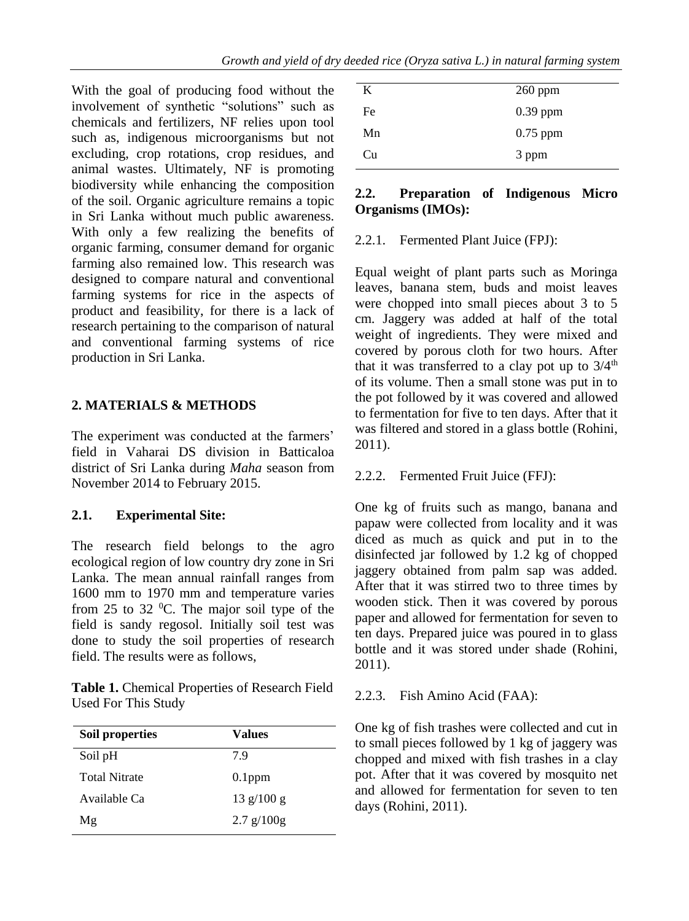With the goal of producing food without the involvement of synthetic "solutions" such as chemicals and fertilizers, NF relies upon tool such as, indigenous microorganisms but not excluding, crop rotations, crop residues, and animal wastes. Ultimately, NF is promoting biodiversity while enhancing the composition of the soil. Organic agriculture remains a topic in Sri Lanka without much public awareness. With only a few realizing the benefits of organic farming, consumer demand for organic farming also remained low. This research was designed to compare natural and conventional farming systems for rice in the aspects of product and feasibility, for there is a lack of research pertaining to the comparison of natural and conventional farming systems of rice production in Sri Lanka.

## 2. MATERIALS & METHODS

The experiment was conducted at the farmers' field in Vaharai DS division in Batticaloa district of Sri Lanka during *Maha* season from November 2014 to February 2015.

### 2.1. Experimental Site:

The research field belongs to the agro ecological region of low country dry zone in Sri Lanka. The mean annual rainfall ranges from 1600 mm to 1970 mm and temperature varies from 25 to 32 $^0$C. The major soil type of the field is sandy regosol. Initially soil test was done to study the soil properties of research field. The results were as follows,

**Table 1.** Chemical Properties of Research Field Used For This Study

| Soil properties | Values |
|---|---|
| Soil pH | 7.9 |
| Total Nitrate | 0.1ppm |
| Available Ca | 13 g/100 g |
| Mg | 2.7 g/100g |
| K | 260 ppm |
| Fe | 0.39 ppm |
| Mn | 0.75 ppm |
| Cu | 3 ppm |

### 2.2. Preparation of Indigenous Micro Organisms (IMOs):

2.2.1. Fermented Plant Juice (FPJ):

Equal weight of plant parts such as Moringa leaves, banana stem, buds and moist leaves were chopped into small pieces about 3 to 5 cm. Jaggery was added at half of the total weight of ingredients. They were mixed and covered by porous cloth for two hours. After that it was transferred to a clay pot up to 3/4$^{th}$ of its volume. Then a small stone was put in to the pot followed by it was covered and allowed to fermentation for five to ten days. After that it was filtered and stored in a glass bottle (Rohini, 2011).

2.2.2. Fermented Fruit Juice (FFJ):

One kg of fruits such as mango, banana and papaw were collected from locality and it was diced as much as quick and put in to the disinfected jar followed by 1.2 kg of chopped jaggery obtained from palm sap was added. After that it was stirred two to three times by wooden stick. Then it was covered by porous paper and allowed for fermentation for seven to ten days. Prepared juice was poured in to glass bottle and it was stored under shade (Rohini, 2011).

2.2.3. Fish Amino Acid (FAA):

One kg of fish trashes were collected and cut in to small pieces followed by 1 kg of jaggery was chopped and mixed with fish trashes in a clay pot. After that it was covered by mosquito net and allowed for fermentation for seven to ten days (Rohini, 2011).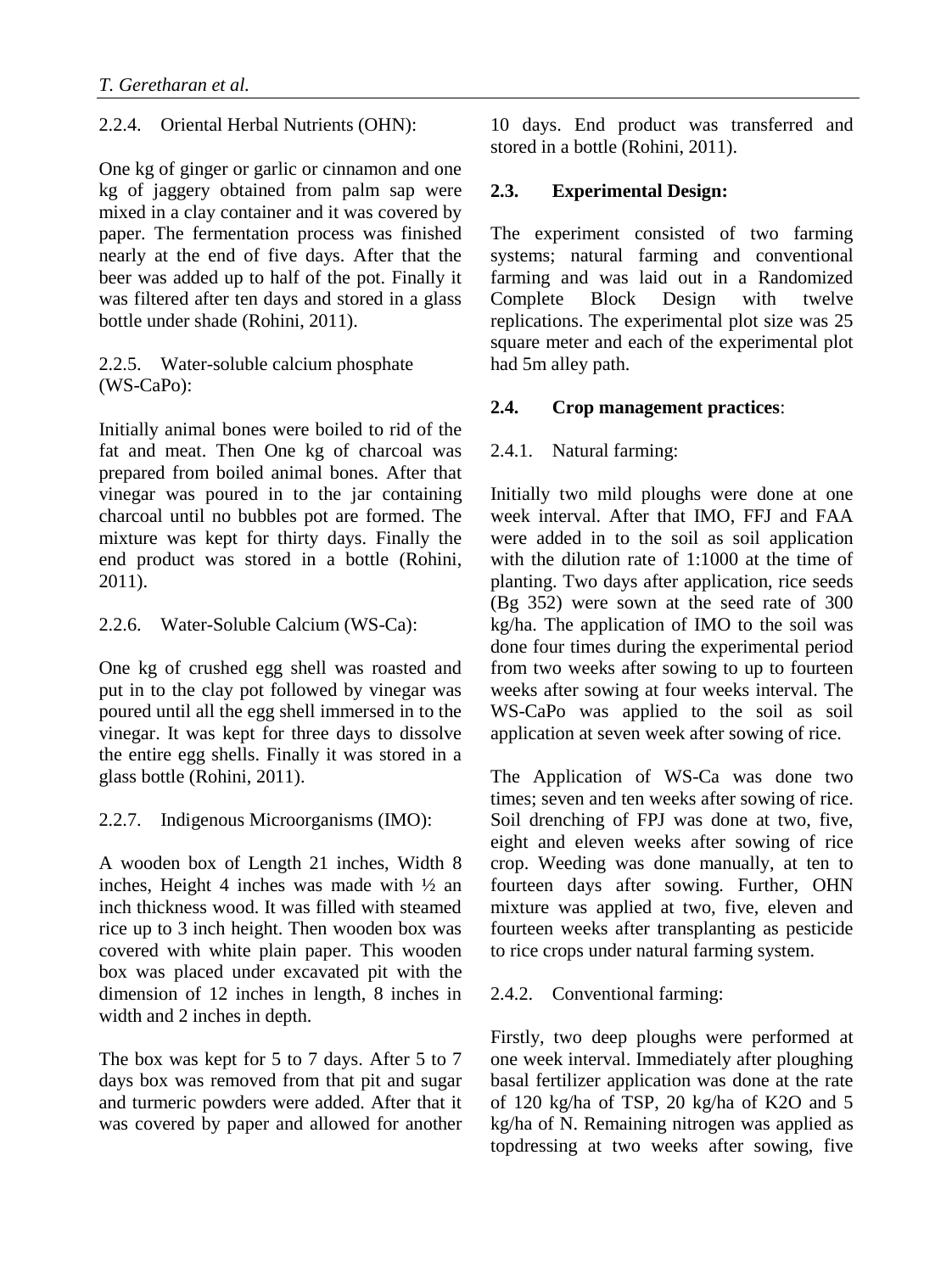#### 2.2.4. Oriental Herbal Nutrients (OHN):

One kg of ginger or garlic or cinnamon and one kg of jaggery obtained from palm sap were mixed in a clay container and it was covered by paper. The fermentation process was finished nearly at the end of five days. After that the beer was added up to half of the pot. Finally it was filtered after ten days and stored in a glass bottle under shade (Rohini, 2011).

#### 2.2.5. Water-soluble calcium phosphate (WS-CaPo):

Initially animal bones were boiled to rid of the fat and meat. Then One kg of charcoal was prepared from boiled animal bones. After that vinegar was poured in to the jar containing charcoal until no bubbles pot are formed. The mixture was kept for thirty days. Finally the end product was stored in a bottle (Rohini, 2011).

#### 2.2.6. Water-Soluble Calcium (WS-Ca):

One kg of crushed egg shell was roasted and put in to the clay pot followed by vinegar was poured until all the egg shell immersed in to the vinegar. It was kept for three days to dissolve the entire egg shells. Finally it was stored in a glass bottle (Rohini, 2011).

#### 2.2.7. Indigenous Microorganisms (IMO):

A wooden box of Length 21 inches, Width 8 inches, Height 4 inches was made with ½ an inch thickness wood. It was filled with steamed rice up to 3 inch height. Then wooden box was covered with white plain paper. This wooden box was placed under excavated pit with the dimension of 12 inches in length, 8 inches in width and 2 inches in depth.

The box was kept for 5 to 7 days. After 5 to 7 days box was removed from that pit and sugar and turmeric powders were added. After that it was covered by paper and allowed for another 10 days. End product was transferred and stored in a bottle (Rohini, 2011).

### 2.3. Experimental Design:

The experiment consisted of two farming systems; natural farming and conventional farming and was laid out in a Randomized Complete Block Design with twelve replications. The experimental plot size was 25 square meter and each of the experimental plot had 5m alley path.

### 2.4. Crop management practices:

#### 2.4.1. Natural farming:

Initially two mild ploughs were done at one week interval. After that IMO, FFJ and FAA were added in to the soil as soil application with the dilution rate of 1:1000 at the time of planting. Two days after application, rice seeds (Bg 352) were sown at the seed rate of 300 kg/ha. The application of IMO to the soil was done four times during the experimental period from two weeks after sowing to up to fourteen weeks after sowing at four weeks interval. The WS-CaPo was applied to the soil as soil application at seven week after sowing of rice.

The Application of WS-Ca was done two times; seven and ten weeks after sowing of rice. Soil drenching of FPJ was done at two, five, eight and eleven weeks after sowing of rice crop. Weeding was done manually, at ten to fourteen days after sowing. Further, OHN mixture was applied at two, five, eleven and fourteen weeks after transplanting as pesticide to rice crops under natural farming system.

#### 2.4.2. Conventional farming:

Firstly, two deep ploughs were performed at one week interval. Immediately after ploughing basal fertilizer application was done at the rate of 120 kg/ha of TSP, 20 kg/ha of $K_2O$ and 5 kg/ha of N. Remaining nitrogen was applied as topdressing at two weeks after sowing, five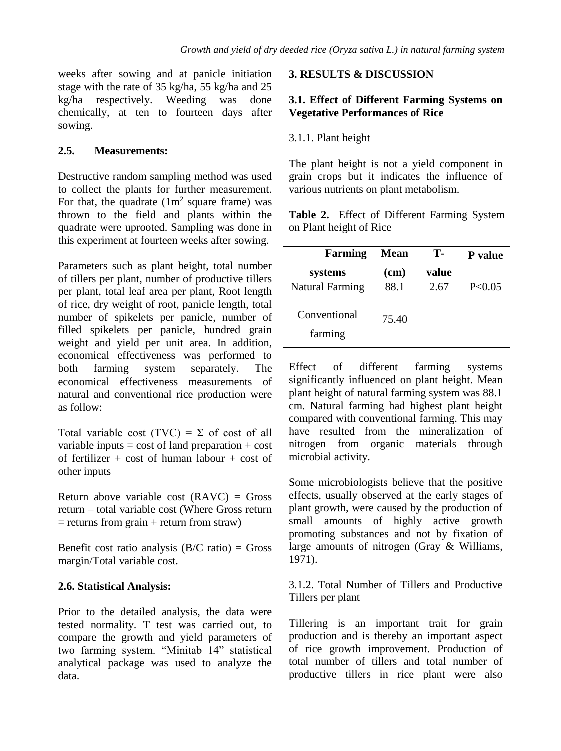weeks after sowing and at panicle initiation stage with the rate of 35 kg/ha, 55 kg/ha and 25 kg/ha respectively. Weeding was done chemically, at ten to fourteen days after sowing.

### 2.5. Measurements:

Destructive random sampling method was used to collect the plants for further measurement. For that, the quadrate ($1m^2$ square frame) was thrown to the field and plants within the quadrate were uprooted. Sampling was done in this experiment at fourteen weeks after sowing.

Parameters such as plant height, total number of tillers per plant, number of productive tillers per plant, total leaf area per plant, Root length of rice, dry weight of root, panicle length, total number of spikelets per panicle, number of filled spikelets per panicle, hundred grain weight and yield per unit area. In addition, economical effectiveness was performed to both farming system separately. The economical effectiveness measurements of natural and conventional rice production were as follow:

Total variable cost (TVC) = Σ of cost of all variable inputs = cost of land preparation + cost of fertilizer + cost of human labour + cost of other inputs

Return above variable cost (RAVC) = Gross return – total variable cost (Where Gross return = returns from grain + return from straw)

Benefit cost ratio analysis (B/C ratio) = Gross margin/Total variable cost.

### 2.6. Statistical Analysis:

Prior to the detailed analysis, the data were tested normality. T test was carried out, to compare the growth and yield parameters of two farming system. "Minitab 14" statistical analytical package was used to analyze the data.

## 3. RESULTS & DISCUSSION

### 3.1. Effect of Different Farming Systems on Vegetative Performances of Rice

#### 3.1.1. Plant height

The plant height is not a yield component in grain crops but it indicates the influence of various nutrients on plant metabolism.

**Table 2.** Effect of Different Farming System on Plant height of Rice

| Farming systems | Mean (cm) | T-value | P value |
|---|---|---|---|
| Natural Farming | 88.1 | 2.67 | $P<0.05$ |
| Conventional farming | 75.40 | | |

Effect of different farming systems significantly influenced on plant height. Mean plant height of natural farming system was 88.1 cm. Natural farming had highest plant height compared with conventional farming. This may have resulted from the mineralization of nitrogen from organic materials through microbial activity.

Some microbiologists believe that the positive effects, usually observed at the early stages of plant growth, were caused by the production of small amounts of highly active growth promoting substances and not by fixation of large amounts of nitrogen (Gray & Williams, 1971).

#### 3.1.2. Total Number of Tillers and Productive Tillers per plant

Tillering is an important trait for grain production and is thereby an important aspect of rice growth improvement. Production of total number of tillers and total number of productive tillers in rice plant were also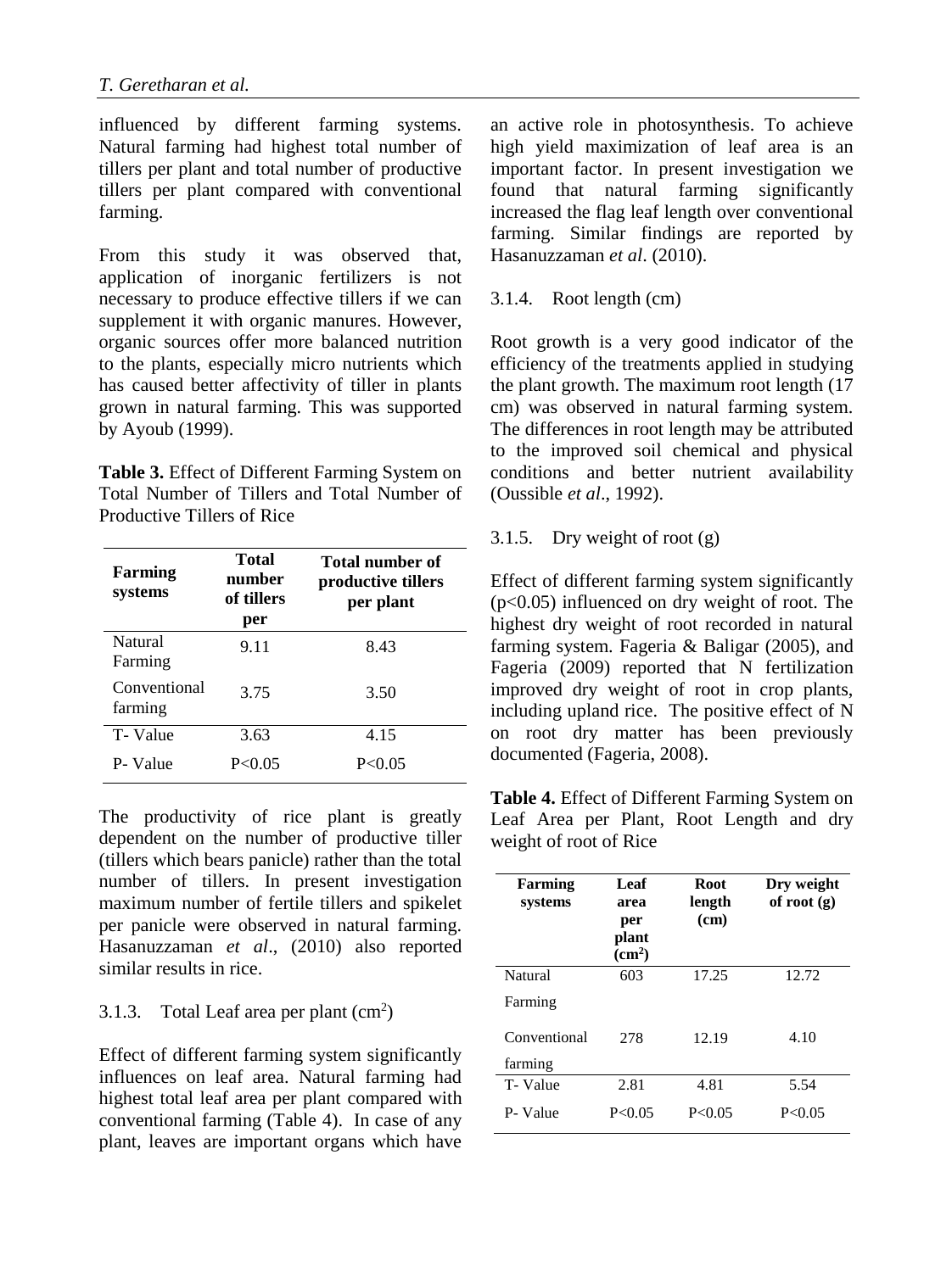influenced by different farming systems. Natural farming had highest total number of tillers per plant and total number of productive tillers per plant compared with conventional farming.

From this study it was observed that, application of inorganic fertilizers is not necessary to produce effective tillers if we can supplement it with organic manures. However, organic sources offer more balanced nutrition to the plants, especially micro nutrients which has caused better affectivity of tiller in plants grown in natural farming. This was supported by Ayoub (1999).

**Table 3.** Effect of Different Farming System on Total Number of Tillers and Total Number of Productive Tillers of Rice

| Farming systems | Total number of tillers per | Total number of productive tillers per plant |
|---|---|---|
| Natural Farming | 9.11 | 8.43 |
| Conventional farming | 3.75 | 3.50 |
| T- Value | 3.63 | 4.15 |
| P- Value | P<0.05 | P<0.05 |

The productivity of rice plant is greatly dependent on the number of productive tiller (tillers which bears panicle) rather than the total number of tillers. In present investigation maximum number of fertile tillers and spikelet per panicle were observed in natural farming. Hasanuzzaman *et al*., (2010) also reported similar results in rice.

### 3.1.3. Total Leaf area per plant ($cm^2$)

Effect of different farming system significantly influences on leaf area. Natural farming had highest total leaf area per plant compared with conventional farming (Table 4). In case of any plant, leaves are important organs which have an active role in photosynthesis. To achieve high yield maximization of leaf area is an important factor. In present investigation we found that natural farming significantly increased the flag leaf length over conventional farming. Similar findings are reported by Hasanuzzaman *et al*. (2010).

### 3.1.4. Root length (cm)

Root growth is a very good indicator of the efficiency of the treatments applied in studying the plant growth. The maximum root length (17 cm) was observed in natural farming system. The differences in root length may be attributed to the improved soil chemical and physical conditions and better nutrient availability (Oussible *et al*., 1992).

### 3.1.5. Dry weight of root (g)

Effect of different farming system significantly ($p<0.05$) influenced on dry weight of root. The highest dry weight of root recorded in natural farming system. Fageria & Baligar (2005), and Fageria (2009) reported that N fertilization improved dry weight of root in crop plants, including upland rice. The positive effect of N on root dry matter has been previously documented (Fageria, 2008).

**Table 4.** Effect of Different Farming System on Leaf Area per Plant, Root Length and dry weight of root of Rice

| Farming systems | Leaf area per plant ($cm^2$) | Root length (cm) | Dry weight of root (g) |
|---|---|---|---|
| Natural Farming | 603 | 17.25 | 12.72 |
| Conventional farming | 278 | 12.19 | 4.10 |
| T- Value | 2.81 | 4.81 | 5.54 |
| P- Value | P<0.05 | P<0.05 | P<0.05 |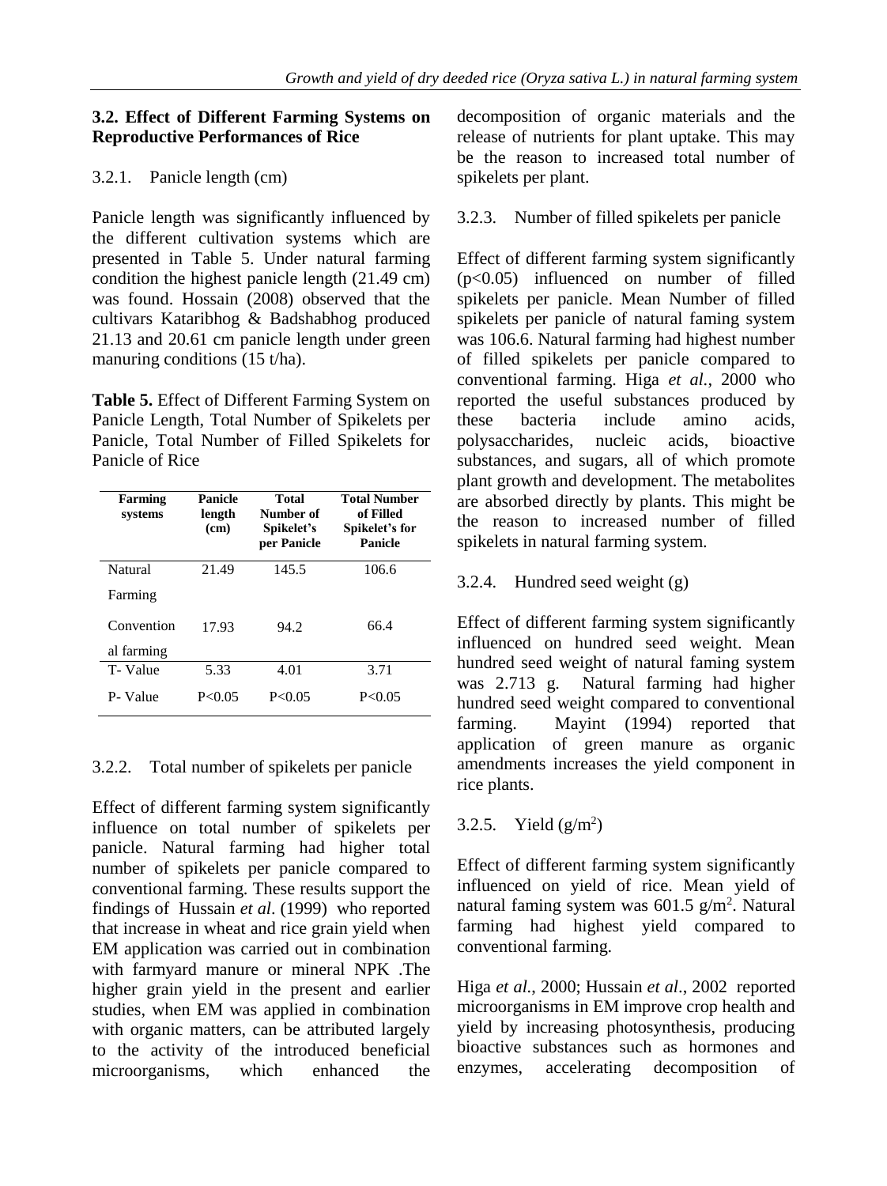### 3.2. Effect of Different Farming Systems on Reproductive Performances of Rice

#### 3.2.1. Panicle length (cm)

Panicle length was significantly influenced by the different cultivation systems which are presented in Table 5. Under natural farming condition the highest panicle length (21.49 cm) was found. Hossain (2008) observed that the cultivars Kataribhog & Badshabhog produced 21.13 and 20.61 cm panicle length under green manuring conditions (15 t/ha).

**Table 5.** Effect of Different Farming System on Panicle Length, Total Number of Spikelets per Panicle, Total Number of Filled Spikelets for Panicle of Rice

| Farming systems | Panicle length (cm) | Total Number of Spikelet's per Panicle | Total Number of Filled Spikelet's for Panicle |
|---|---|---|---|
| Natural Farming | 21.49 | 145.5 | 106.6 |
| Conventional farming | 17.93 | 94.2 | 66.4 |
| T- Value | 5.33 | 4.01 | 3.71 |
| P- Value | $P<0.05$ | $P<0.05$ | $P<0.05$ |

#### 3.2.2. Total number of spikelets per panicle

Effect of different farming system significantly influence on total number of spikelets per panicle. Natural farming had higher total number of spikelets per panicle compared to conventional farming. These results support the findings of Hussain *et al*. (1999) who reported that increase in wheat and rice grain yield when EM application was carried out in combination with farmyard manure or mineral NPK .The higher grain yield in the present and earlier studies, when EM was applied in combination with organic matters, can be attributed largely to the activity of the introduced beneficial microorganisms, which enhanced the decomposition of organic materials and the release of nutrients for plant uptake. This may be the reason to increased total number of spikelets per plant.

#### 3.2.3. Number of filled spikelets per panicle

Effect of different farming system significantly ($p<0.05$) influenced on number of filled spikelets per panicle. Mean Number of filled spikelets per panicle of natural faming system was 106.6. Natural farming had highest number of filled spikelets per panicle compared to conventional farming. Higa *et al*., 2000 who reported the useful substances produced by these bacteria include amino acids, polysaccharides, nucleic acids, bioactive substances, and sugars, all of which promote plant growth and development. The metabolites are absorbed directly by plants. This might be the reason to increased number of filled spikelets in natural farming system.

#### 3.2.4. Hundred seed weight (g)

Effect of different farming system significantly influenced on hundred seed weight. Mean hundred seed weight of natural faming system was 2.713 g. Natural farming had higher hundred seed weight compared to conventional farming. Mayint (1994) reported that application of green manure as organic amendments increases the yield component in rice plants.

#### 3.2.5. Yield ($g/m^2$)

Effect of different farming system significantly influenced on yield of rice. Mean yield of natural faming system was 601.5 $g/m^2$. Natural farming had highest yield compared to conventional farming.

Higa *et al*., 2000; Hussain *et al*., 2002 reported microorganisms in EM improve crop health and yield by increasing photosynthesis, producing bioactive substances such as hormones and enzymes, accelerating decomposition of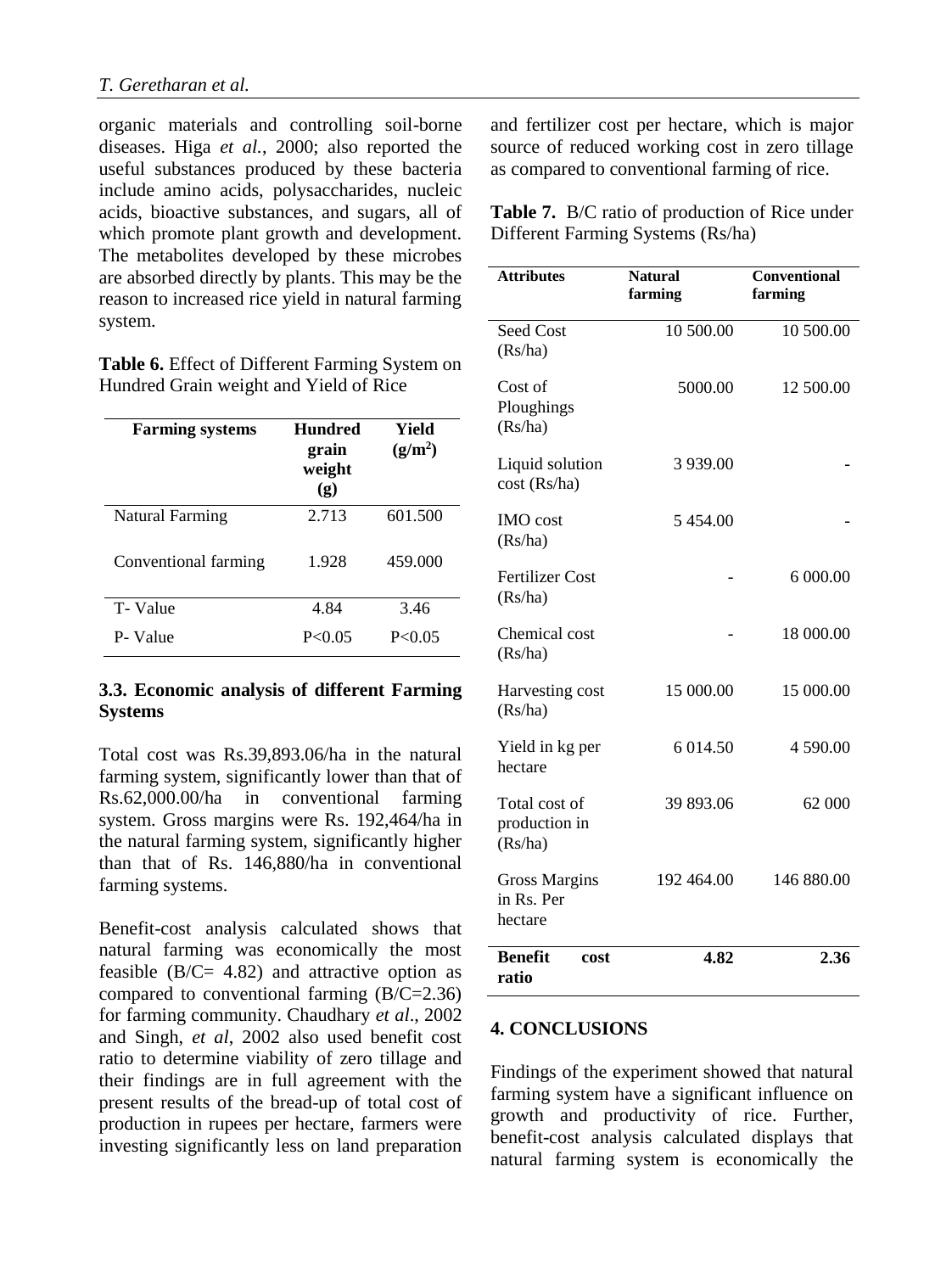organic materials and controlling soil-borne diseases. Higa *et al.*, 2000; also reported the useful substances produced by these bacteria include amino acids, polysaccharides, nucleic acids, bioactive substances, and sugars, all of which promote plant growth and development. The metabolites developed by these microbes are absorbed directly by plants. This may be the reason to increased rice yield in natural farming system.

**Table 6.** Effect of Different Farming System on Hundred Grain weight and Yield of Rice

| Farming systems | Hundred grain weight (g) | Yield ($g/m^2$) |
|---|---|---|
| Natural Farming | 2.713 | 601.500 |
| Conventional farming | 1.928 | 459.000 |
| T- Value | 4.84 | 3.46 |
| P- Value | $P<0.05$ | $P<0.05$ |

### 3.3. Economic analysis of different Farming Systems

Total cost was Rs.39,893.06/ha in the natural farming system, significantly lower than that of Rs.62,000.00/ha in conventional farming system. Gross margins were Rs. 192,464/ha in the natural farming system, significantly higher than that of Rs. 146,880/ha in conventional farming systems.

Benefit-cost analysis calculated shows that natural farming was economically the most feasible (B/C= 4.82) and attractive option as compared to conventional farming (B/C=2.36) for farming community. Chaudhary *et al*., 2002 and Singh, *et al*, 2002 also used benefit cost ratio to determine viability of zero tillage and their findings are in full agreement with the present results of the bread-up of total cost of production in rupees per hectare, farmers were investing significantly less on land preparation and fertilizer cost per hectare, which is major source of reduced working cost in zero tillage as compared to conventional farming of rice.

**Table 7.** B/C ratio of production of Rice under Different Farming Systems (Rs/ha)

| Attributes | Natural farming | Conventional farming |
|---|---|---|
| Seed Cost (Rs/ha) | 10 500.00 | 10 500.00 |
| Cost of Ploughings (Rs/ha) | 5000.00 | 12 500.00 |
| Liquid solution cost (Rs/ha) | 3 939.00 | - |
| IMO cost (Rs/ha) | 5 454.00 | - |
| Fertilizer Cost (Rs/ha) | - | 6 000.00 |
| Chemical cost (Rs/ha) | - | 18 000.00 |
| Harvesting cost (Rs/ha) | 15 000.00 | 15 000.00 |
| Yield in kg per hectare | 6 014.50 | 4 590.00 |
| Total cost of production in (Rs/ha) | 39 893.06 | 62 000 |
| Gross Margins in Rs. Per hectare | 192 464.00 | 146 880.00 |
| **Benefit cost ratio** | **4.82** | **2.36** |

## 4. CONCLUSIONS

Findings of the experiment showed that natural farming system have a significant influence on growth and productivity of rice. Further, benefit-cost analysis calculated displays that natural farming system is economically the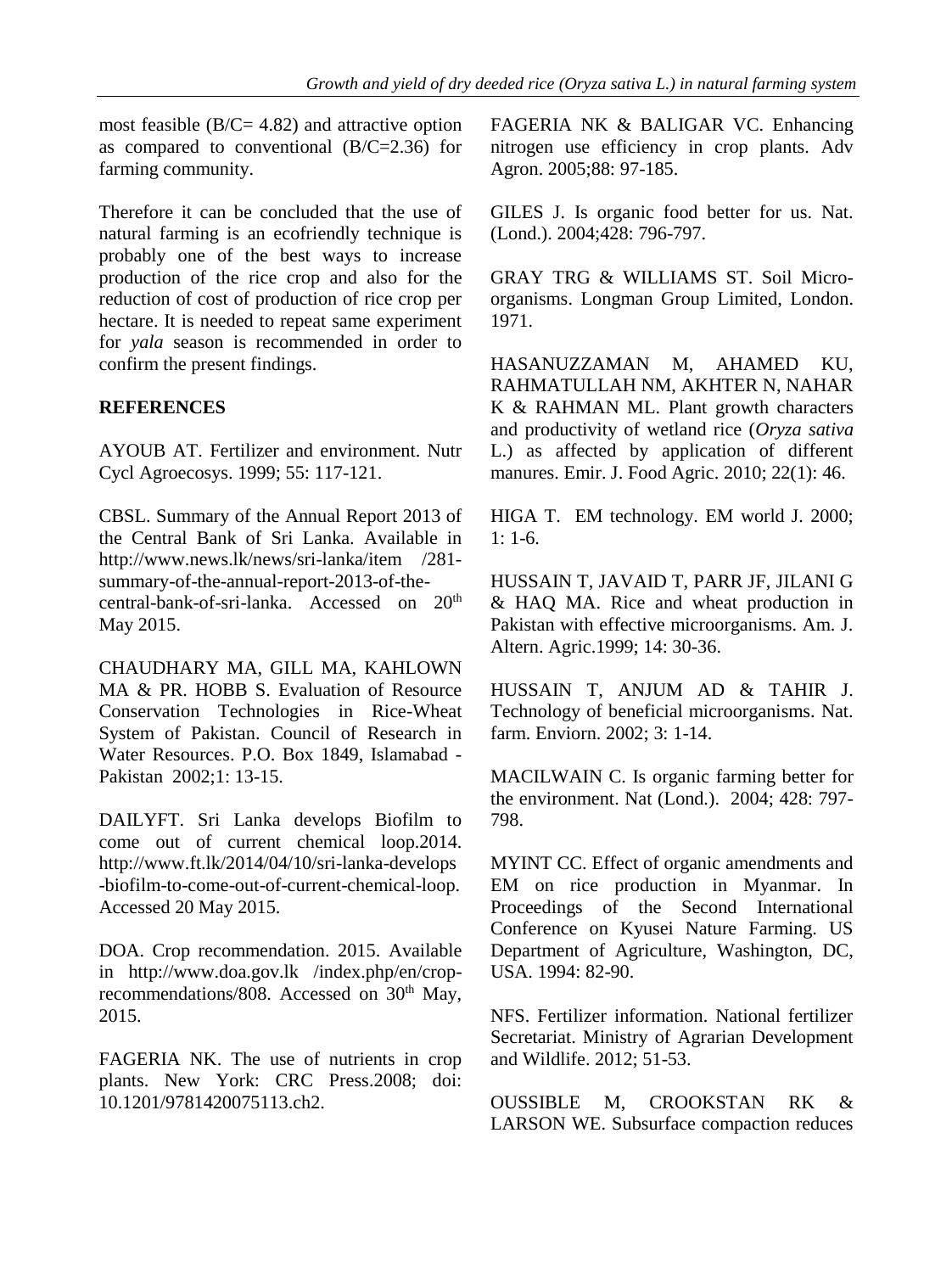most feasible (B/C= 4.82) and attractive option as compared to conventional (B/C=2.36) for farming community.

Therefore it can be concluded that the use of natural farming is an ecofriendly technique is probably one of the best ways to increase production of the rice crop and also for the reduction of cost of production of rice crop per hectare. It is needed to repeat same experiment for *yala* season is recommended in order to confirm the present findings.

## REFERENCES

AYOUB AT. Fertilizer and environment. Nutr Cycl Agroecosys. 1999; 55: 117-121.

CBSL. Summary of the Annual Report 2013 of the Central Bank of Sri Lanka. Available in http://www.news.lk/news/sri-lanka/item /281-summary-of-the-annual-report-2013-of-the-central-bank-of-sri-lanka. Accessed on 20th May 2015.

CHAUDHARY MA, GILL MA, KAHLOWN MA & PR. HOBB S. Evaluation of Resource Conservation Technologies in Rice-Wheat System of Pakistan. Council of Research in Water Resources. P.O. Box 1849, Islamabad - Pakistan 2002;1: 13-15.

DAILYFT. Sri Lanka develops Biofilm to come out of current chemical loop.2014. http://www.ft.lk/2014/04/10/sri-lanka-develops -biofilm-to-come-out-of-current-chemical-loop. Accessed 20 May 2015.

DOA. Crop recommendation. 2015. Available in http://www.doa.gov.lk /index.php/en/crop-recommendations/808. Accessed on 30th May, 2015.

FAGERIA NK. The use of nutrients in crop plants. New York: CRC Press.2008; doi: 10.1201/9781420075113.ch2.

FAGERIA NK & BALIGAR VC. Enhancing nitrogen use efficiency in crop plants. Adv Agron. 2005;88: 97-185.

GILES J. Is organic food better for us. Nat. (Lond.). 2004;428: 796-797.

GRAY TRG & WILLIAMS ST. Soil Micro-organisms. Longman Group Limited, London. 1971.

HASANUZZAMAN M, AHAMED KU, RAHMATULLAH NM, AKHTER N, NAHAR K & RAHMAN ML. Plant growth characters and productivity of wetland rice (*Oryza sativa* L.) as affected by application of different manures. Emir. J. Food Agric. 2010; 22(1): 46.

HIGA T. EM technology. EM world J. 2000; 1: 1-6.

HUSSAIN T, JAVAID T, PARR JF, JILANI G & HAQ MA. Rice and wheat production in Pakistan with effective microorganisms. Am. J. Altern. Agric.1999; 14: 30-36.

HUSSAIN T, ANJUM AD & TAHIR J. Technology of beneficial microorganisms. Nat. farm. Enviorn. 2002; 3: 1-14.

MACILWAIN C. Is organic farming better for the environment. Nat (Lond.). 2004; 428: 797-798.

MYINT CC. Effect of organic amendments and EM on rice production in Myanmar. In Proceedings of the Second International Conference on Kyusei Nature Farming. US Department of Agriculture, Washington, DC, USA. 1994: 82-90.

NFS. Fertilizer information. National fertilizer Secretariat. Ministry of Agrarian Development and Wildlife. 2012; 51-53.

OUSSIBLE M, CROOKSTAN RK & LARSON WE. Subsurface compaction reduces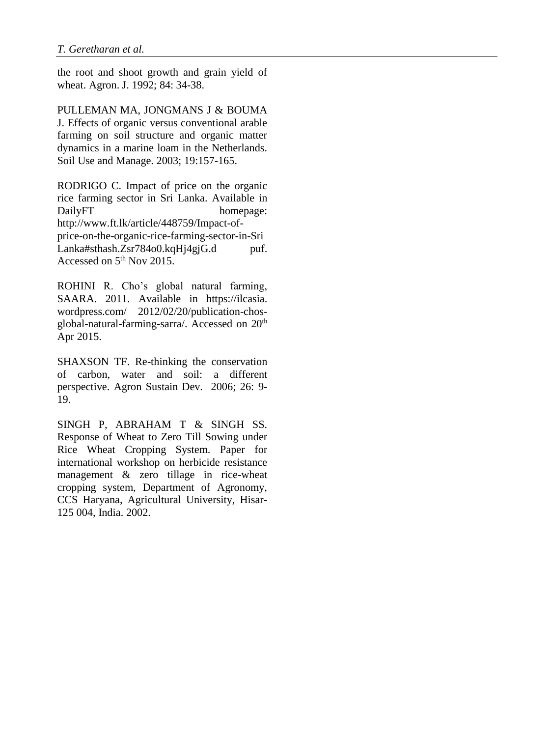the root and shoot growth and grain yield of wheat. Agron. J. 1992; 84: 34-38.

PULLEMAN MA, JONGMANS J & BOUMA J. Effects of organic versus conventional arable farming on soil structure and organic matter dynamics in a marine loam in the Netherlands. Soil Use and Manage. 2003; 19:157-165.

RODRIGO C. Impact of price on the organic rice farming sector in Sri Lanka. Available in DailyFT homepage: http://www.ft.lk/article/448759/Impact-of-price-on-the-organic-rice-farming-sector-in-Sri Lanka#sthash.Zsr784o0.kqHj4gjG.d puf. Accessed on 5th Nov 2015.

ROHINI R. Cho's global natural farming, SAARA. 2011. Available in https://ilcasia.wordpress.com/ 2012/02/20/publication-chos-global-natural-farming-sarra/. Accessed on 20th Apr 2015.

SHAXSON TF. Re-thinking the conservation of carbon, water and soil: a different perspective. Agron Sustain Dev. 2006; 26: 9-19.

SINGH P, ABRAHAM T & SINGH SS. Response of Wheat to Zero Till Sowing under Rice Wheat Cropping System. Paper for international workshop on herbicide resistance management & zero tillage in rice-wheat cropping system, Department of Agronomy, CCS Haryana, Agricultural University, Hisar-125 004, India. 2002.